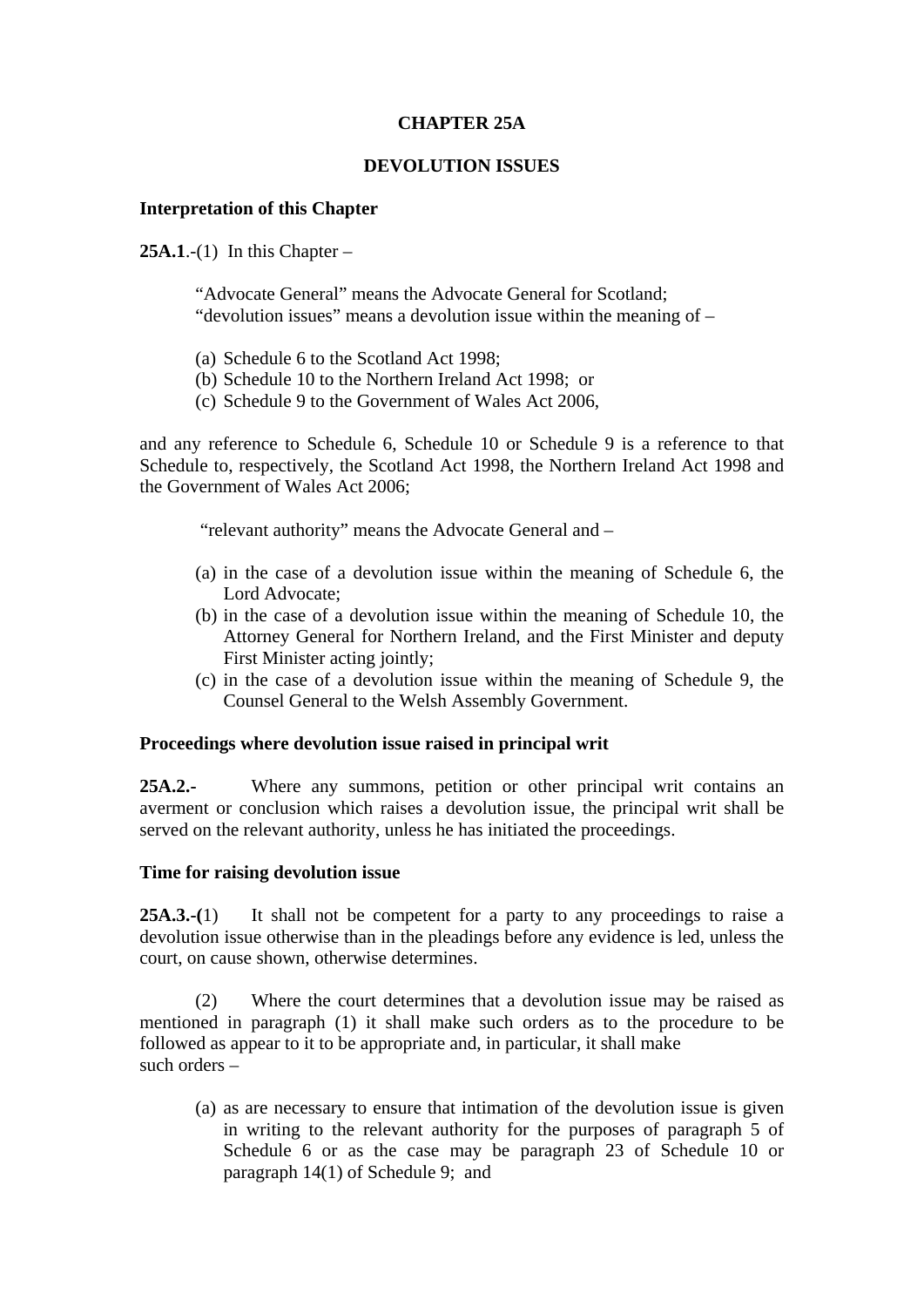# CHAPTER 25A

## DEVOLUTION ISSUES

### Interpretation of this Chapter

**25A.1**.-(1) In this Chapter –

> "Advocate General" means the Advocate General for Scotland;
> "devolution issues" means a devolution issue within the meaning of –
>
> (a) Schedule 6 to the Scotland Act 1998;
> (b) Schedule 10 to the Northern Ireland Act 1998; or
> (c) Schedule 9 to the Government of Wales Act 2006,

and any reference to Schedule 6, Schedule 10 or Schedule 9 is a reference to that Schedule to, respectively, the Scotland Act 1998, the Northern Ireland Act 1998 and the Government of Wales Act 2006;

> "relevant authority" means the Advocate General and –
>
> (a) in the case of a devolution issue within the meaning of Schedule 6, the Lord Advocate;
> (b) in the case of a devolution issue within the meaning of Schedule 10, the Attorney General for Northern Ireland, and the First Minister and deputy First Minister acting jointly;
> (c) in the case of a devolution issue within the meaning of Schedule 9, the Counsel General to the Welsh Assembly Government.

### Proceedings where devolution issue raised in principal writ

**25A.2.-** Where any summons, petition or other principal writ contains an averment or conclusion which raises a devolution issue, the principal writ shall be served on the relevant authority, unless he has initiated the proceedings.

### Time for raising devolution issue

**25A.3.-(**1) It shall not be competent for a party to any proceedings to raise a devolution issue otherwise than in the pleadings before any evidence is led, unless the court, on cause shown, otherwise determines.

(2) Where the court determines that a devolution issue may be raised as mentioned in paragraph (1) it shall make such orders as to the procedure to be followed as appear to it to be appropriate and, in particular, it shall make such orders –

> (a) as are necessary to ensure that intimation of the devolution issue is given in writing to the relevant authority for the purposes of paragraph 5 of Schedule 6 or as the case may be paragraph 23 of Schedule 10 or paragraph 14(1) of Schedule 9; and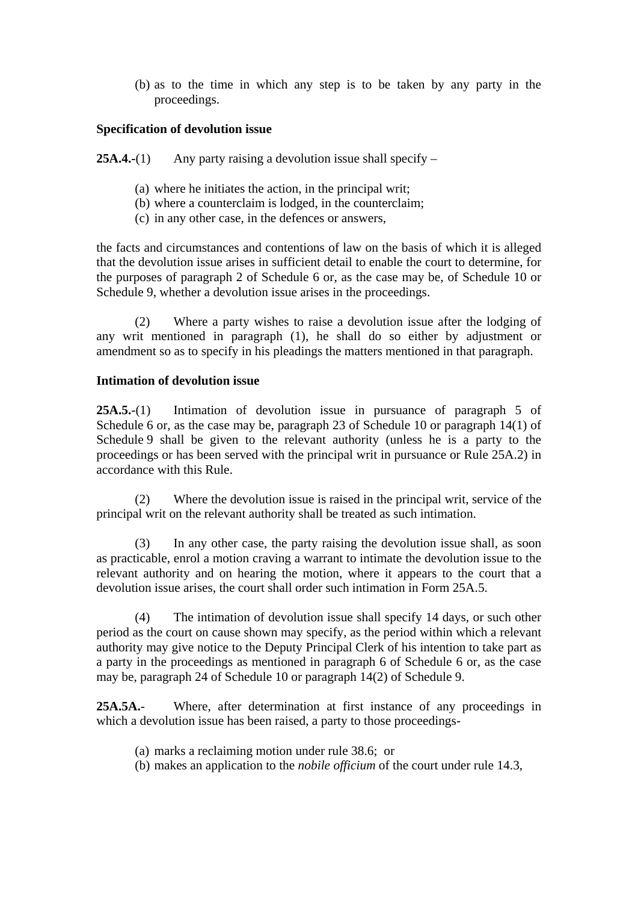(b) as to the time in which any step is to be taken by any party in the proceedings.

**Specification of devolution issue**

**25A.4.-**(1) Any party raising a devolution issue shall specify –

(a) where he initiates the action, in the principal writ;
(b) where a counterclaim is lodged, in the counterclaim;
(c) in any other case, in the defences or answers,

the facts and circumstances and contentions of law on the basis of which it is alleged that the devolution issue arises in sufficient detail to enable the court to determine, for the purposes of paragraph 2 of Schedule 6 or, as the case may be, of Schedule 10 or Schedule 9, whether a devolution issue arises in the proceedings.

(2) Where a party wishes to raise a devolution issue after the lodging of any writ mentioned in paragraph (1), he shall do so either by adjustment or amendment so as to specify in his pleadings the matters mentioned in that paragraph.

**Intimation of devolution issue**

**25A.5.-**(1) Intimation of devolution issue in pursuance of paragraph 5 of Schedule 6 or, as the case may be, paragraph 23 of Schedule 10 or paragraph 14(1) of Schedule 9 shall be given to the relevant authority (unless he is a party to the proceedings or has been served with the principal writ in pursuance or Rule 25A.2) in accordance with this Rule.

(2) Where the devolution issue is raised in the principal writ, service of the principal writ on the relevant authority shall be treated as such intimation.

(3) In any other case, the party raising the devolution issue shall, as soon as practicable, enrol a motion craving a warrant to intimate the devolution issue to the relevant authority and on hearing the motion, where it appears to the court that a devolution issue arises, the court shall order such intimation in Form 25A.5.

(4) The intimation of devolution issue shall specify 14 days, or such other period as the court on cause shown may specify, as the period within which a relevant authority may give notice to the Deputy Principal Clerk of his intention to take part as a party in the proceedings as mentioned in paragraph 6 of Schedule 6 or, as the case may be, paragraph 24 of Schedule 10 or paragraph 14(2) of Schedule 9.

**25A.5A.-** Where, after determination at first instance of any proceedings in which a devolution issue has been raised, a party to those proceedings-

(a) marks a reclaiming motion under rule 38.6; or
(b) makes an application to the *nobile officium* of the court under rule 14.3,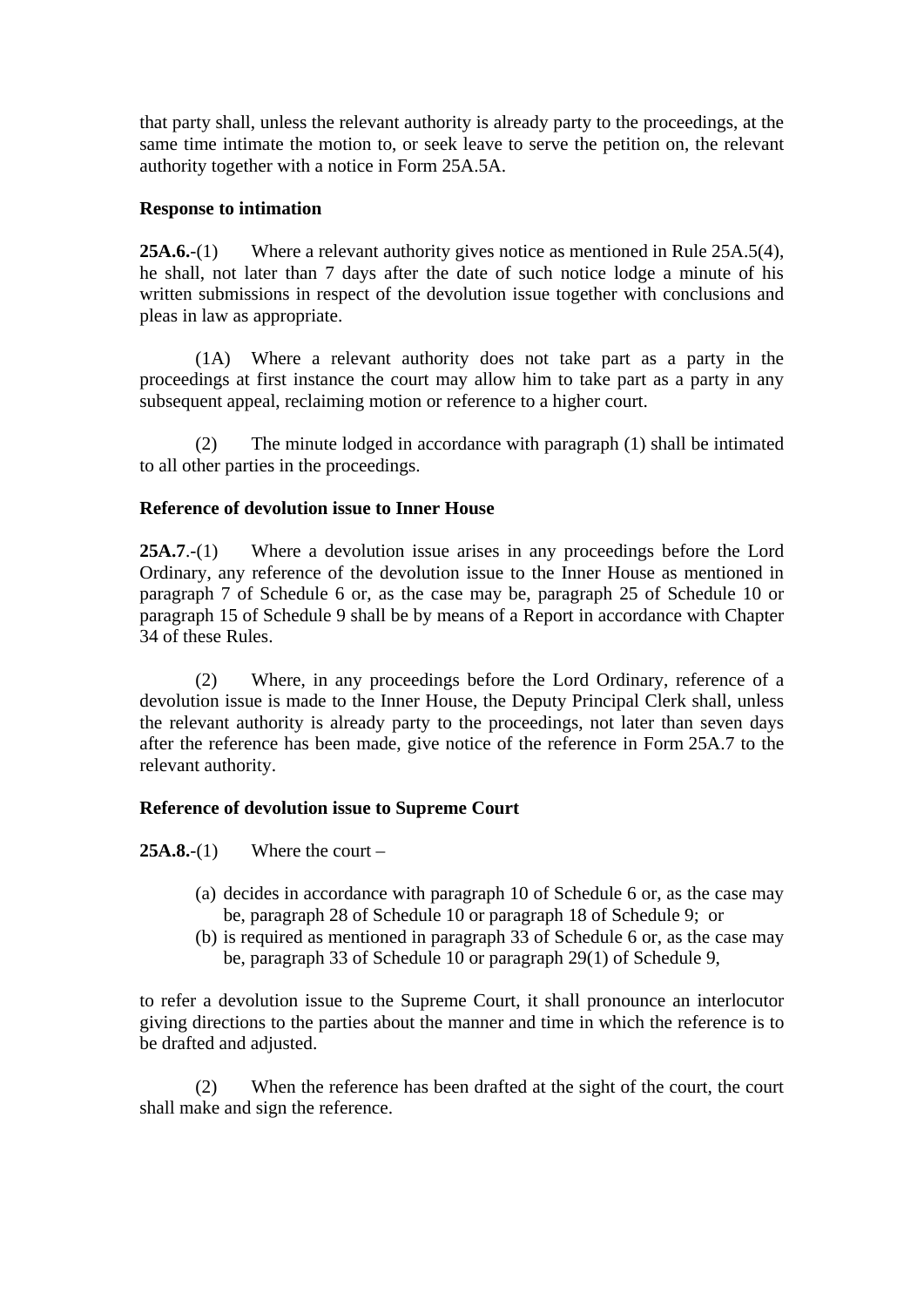that party shall, unless the relevant authority is already party to the proceedings, at the same time intimate the motion to, or seek leave to serve the petition on, the relevant authority together with a notice in Form 25A.5A.

**Response to intimation**

**25A.6.**-(1) Where a relevant authority gives notice as mentioned in Rule 25A.5(4), he shall, not later than 7 days after the date of such notice lodge a minute of his written submissions in respect of the devolution issue together with conclusions and pleas in law as appropriate.

(1A) Where a relevant authority does not take part as a party in the proceedings at first instance the court may allow him to take part as a party in any subsequent appeal, reclaiming motion or reference to a higher court.

(2) The minute lodged in accordance with paragraph (1) shall be intimated to all other parties in the proceedings.

**Reference of devolution issue to Inner House**

**25A.7**.-(1) Where a devolution issue arises in any proceedings before the Lord Ordinary, any reference of the devolution issue to the Inner House as mentioned in paragraph 7 of Schedule 6 or, as the case may be, paragraph 25 of Schedule 10 or paragraph 15 of Schedule 9 shall be by means of a Report in accordance with Chapter 34 of these Rules.

(2) Where, in any proceedings before the Lord Ordinary, reference of a devolution issue is made to the Inner House, the Deputy Principal Clerk shall, unless the relevant authority is already party to the proceedings, not later than seven days after the reference has been made, give notice of the reference in Form 25A.7 to the relevant authority.

**Reference of devolution issue to Supreme Court**

**25A.8.**-(1) Where the court –

(a) decides in accordance with paragraph 10 of Schedule 6 or, as the case may be, paragraph 28 of Schedule 10 or paragraph 18 of Schedule 9; or
(b) is required as mentioned in paragraph 33 of Schedule 6 or, as the case may be, paragraph 33 of Schedule 10 or paragraph 29(1) of Schedule 9,

to refer a devolution issue to the Supreme Court, it shall pronounce an interlocutor giving directions to the parties about the manner and time in which the reference is to be drafted and adjusted.

(2) When the reference has been drafted at the sight of the court, the court shall make and sign the reference.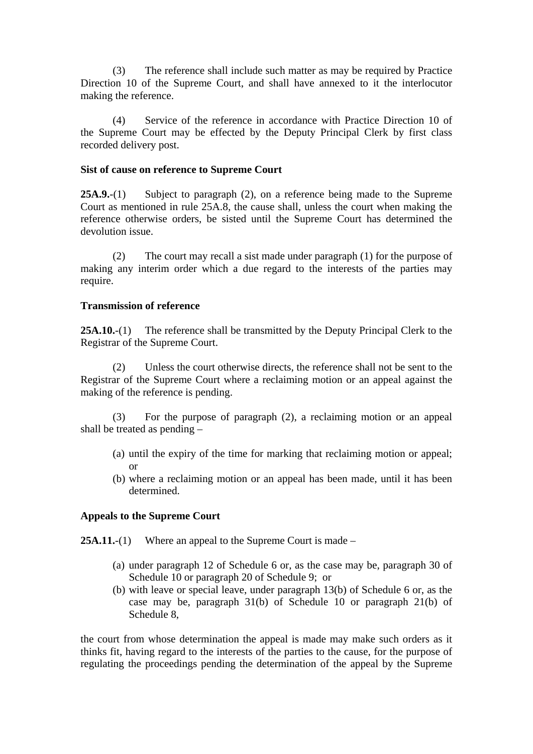(3) The reference shall include such matter as may be required by Practice Direction 10 of the Supreme Court, and shall have annexed to it the interlocutor making the reference.

(4) Service of the reference in accordance with Practice Direction 10 of the Supreme Court may be effected by the Deputy Principal Clerk by first class recorded delivery post.

**Sist of cause on reference to Supreme Court**

**25A.9.**-(1) Subject to paragraph (2), on a reference being made to the Supreme Court as mentioned in rule 25A.8, the cause shall, unless the court when making the reference otherwise orders, be sisted until the Supreme Court has determined the devolution issue.

(2) The court may recall a sist made under paragraph (1) for the purpose of making any interim order which a due regard to the interests of the parties may require.

**Transmission of reference**

**25A.10.**-(1) The reference shall be transmitted by the Deputy Principal Clerk to the Registrar of the Supreme Court.

(2) Unless the court otherwise directs, the reference shall not be sent to the Registrar of the Supreme Court where a reclaiming motion or an appeal against the making of the reference is pending.

(3) For the purpose of paragraph (2), a reclaiming motion or an appeal shall be treated as pending –

(a) until the expiry of the time for marking that reclaiming motion or appeal; or
(b) where a reclaiming motion or an appeal has been made, until it has been determined.

**Appeals to the Supreme Court**

**25A.11.**-(1) Where an appeal to the Supreme Court is made –

(a) under paragraph 12 of Schedule 6 or, as the case may be, paragraph 30 of Schedule 10 or paragraph 20 of Schedule 9; or
(b) with leave or special leave, under paragraph 13(b) of Schedule 6 or, as the case may be, paragraph 31(b) of Schedule 10 or paragraph 21(b) of Schedule 8,

the court from whose determination the appeal is made may make such orders as it thinks fit, having regard to the interests of the parties to the cause, for the purpose of regulating the proceedings pending the determination of the appeal by the Supreme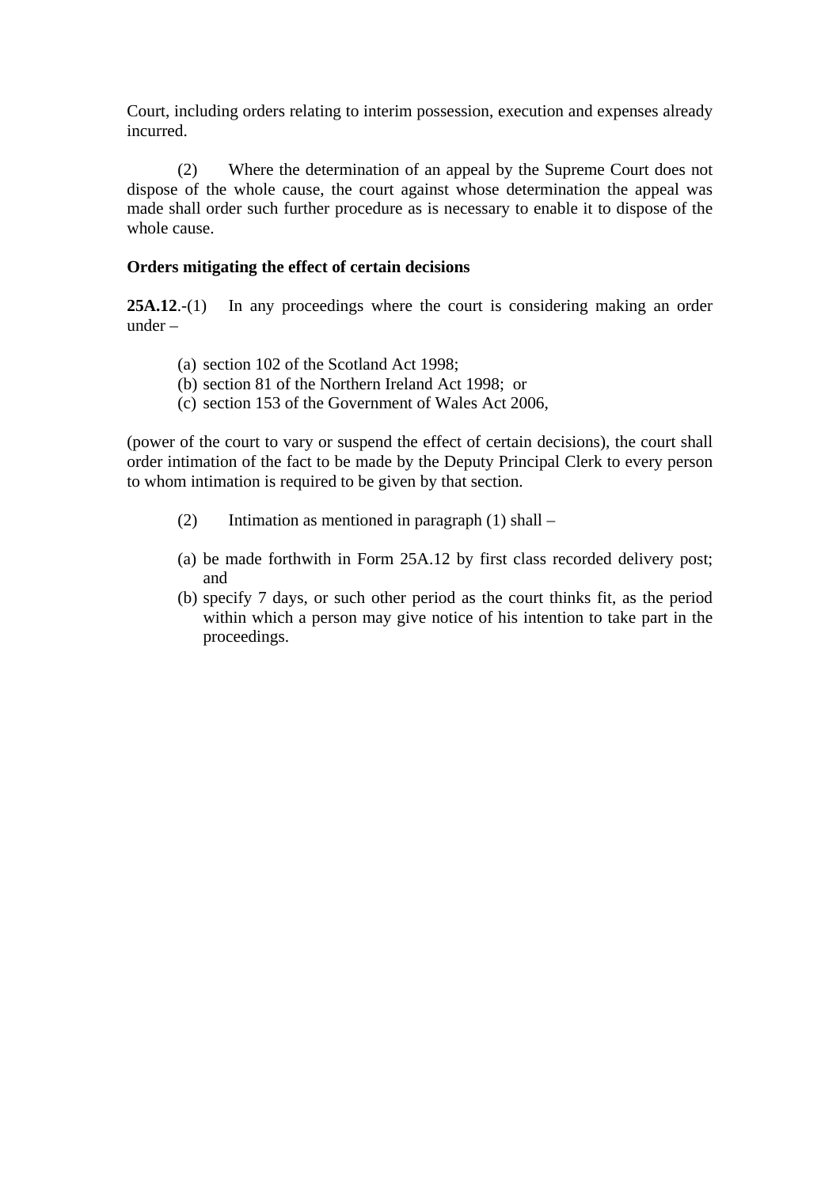Court, including orders relating to interim possession, execution and expenses already incurred.

(2) Where the determination of an appeal by the Supreme Court does not dispose of the whole cause, the court against whose determination the appeal was made shall order such further procedure as is necessary to enable it to dispose of the whole cause.

**Orders mitigating the effect of certain decisions**

**25A.12**.-(1) In any proceedings where the court is considering making an order under –

(a) section 102 of the Scotland Act 1998;
(b) section 81 of the Northern Ireland Act 1998; or
(c) section 153 of the Government of Wales Act 2006,

(power of the court to vary or suspend the effect of certain decisions), the court shall order intimation of the fact to be made by the Deputy Principal Clerk to every person to whom intimation is required to be given by that section.

(2) Intimation as mentioned in paragraph (1) shall –

(a) be made forthwith in Form 25A.12 by first class recorded delivery post; and
(b) specify 7 days, or such other period as the court thinks fit, as the period within which a person may give notice of his intention to take part in the proceedings.